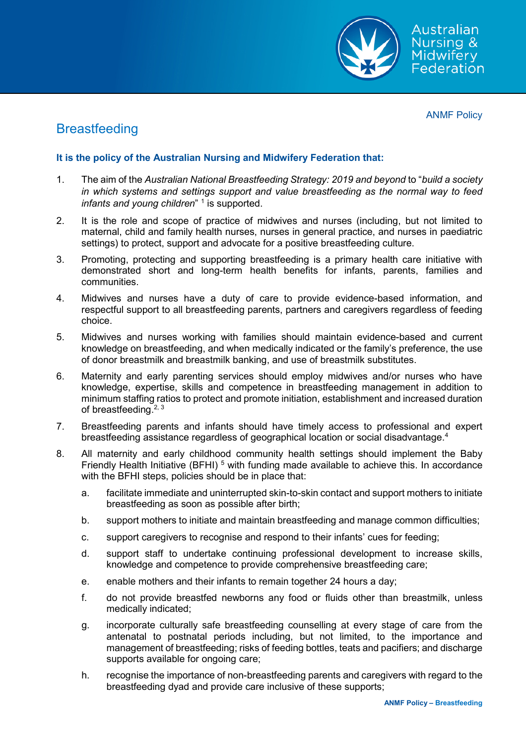ANMF Policy

# Breastfeeding

**It is the policy of the Australian Nursing and Midwifery Federation that:**

1. The aim of the *Australian National Breastfeeding Strategy: 2019 and beyond* to "*build a society in which systems and settings support and value breastfeeding as the normal way to feed infants and young children*" [1] is supported.

2. It is the role and scope of practice of midwives and nurses (including, but not limited to maternal, child and family health nurses, nurses in general practice, and nurses in paediatric settings) to protect, support and advocate for a positive breastfeeding culture.

3. Promoting, protecting and supporting breastfeeding is a primary health care initiative with demonstrated short and long-term health benefits for infants, parents, families and communities.

4. Midwives and nurses have a duty of care to provide evidence-based information, and respectful support to all breastfeeding parents, partners and caregivers regardless of feeding choice.

5. Midwives and nurses working with families should maintain evidence-based and current knowledge on breastfeeding, and when medically indicated or the family's preference, the use of donor breastmilk and breastmilk banking, and use of breastmilk substitutes.

6. Maternity and early parenting services should employ midwives and/or nurses who have knowledge, expertise, skills and competence in breastfeeding management in addition to minimum staffing ratios to protect and promote initiation, establishment and increased duration of breastfeeding.[2, 3]

7. Breastfeeding parents and infants should have timely access to professional and expert breastfeeding assistance regardless of geographical location or social disadvantage.[4]

8. All maternity and early childhood community health settings should implement the Baby Friendly Health Initiative (BFHI) [5] with funding made available to achieve this. In accordance with the BFHI steps, policies should be in place that:

   a. facilitate immediate and uninterrupted skin-to-skin contact and support mothers to initiate breastfeeding as soon as possible after birth;

   b. support mothers to initiate and maintain breastfeeding and manage common difficulties;

   c. support caregivers to recognise and respond to their infants' cues for feeding;

   d. support staff to undertake continuing professional development to increase skills, knowledge and competence to provide comprehensive breastfeeding care;

   e. enable mothers and their infants to remain together 24 hours a day;

   f. do not provide breastfed newborns any food or fluids other than breastmilk, unless medically indicated;

   g. incorporate culturally safe breastfeeding counselling at every stage of care from the antenatal to postnatal periods including, but not limited, to the importance and management of breastfeeding; risks of feeding bottles, teats and pacifiers; and discharge supports available for ongoing care;

   h. recognise the importance of non-breastfeeding parents and caregivers with regard to the breastfeeding dyad and provide care inclusive of these supports;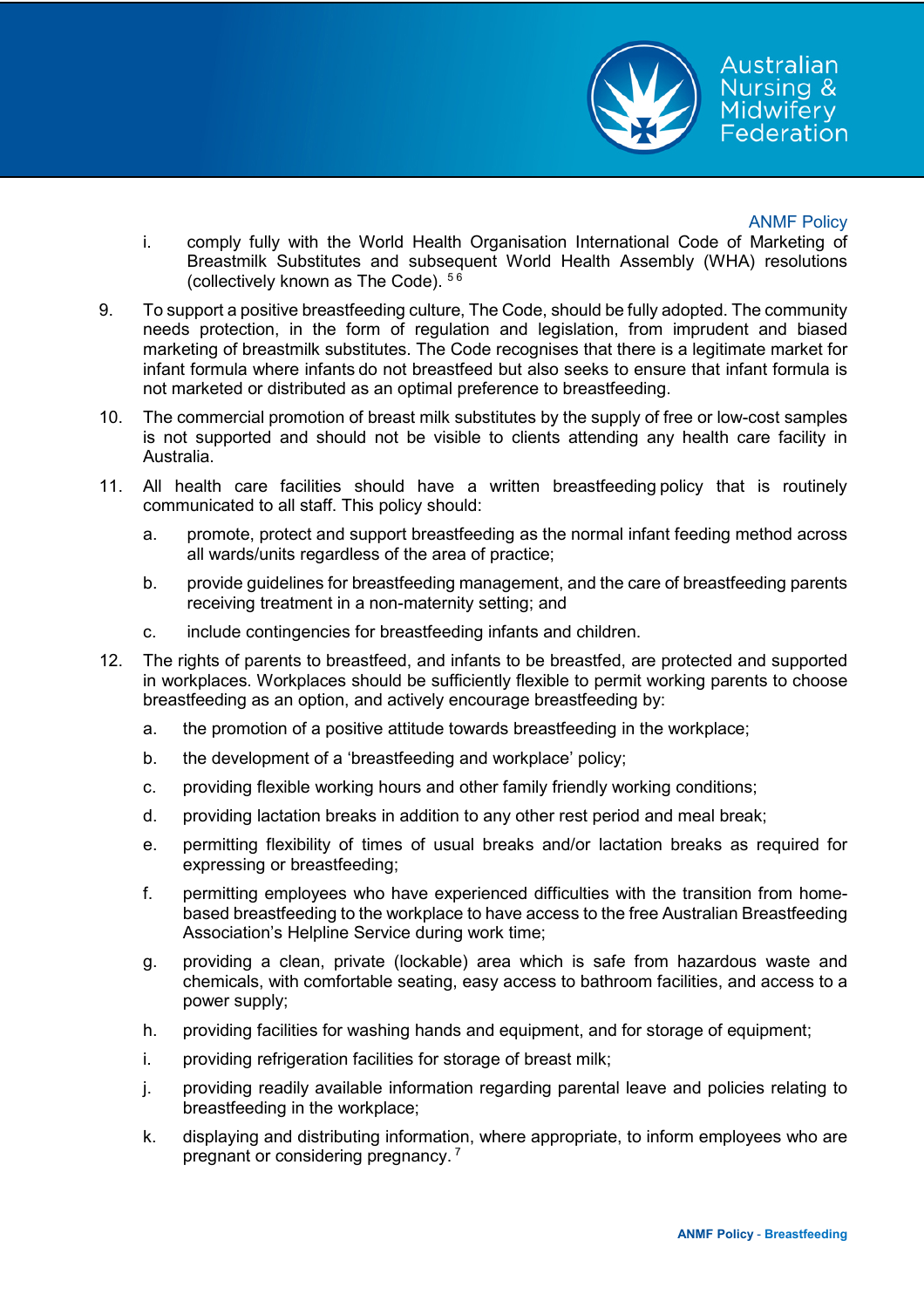i. comply fully with the World Health Organisation International Code of Marketing of Breastmilk Substitutes and subsequent World Health Assembly (WHA) resolutions (collectively known as The Code).[5 6]

9. To support a positive breastfeeding culture, The Code, should be fully adopted. The community needs protection, in the form of regulation and legislation, from imprudent and biased marketing of breastmilk substitutes. The Code recognises that there is a legitimate market for infant formula where infants do not breastfeed but also seeks to ensure that infant formula is not marketed or distributed as an optimal preference to breastfeeding.

10. The commercial promotion of breast milk substitutes by the supply of free or low-cost samples is not supported and should not be visible to clients attending any health care facility in Australia.

11. All health care facilities should have a written breastfeeding policy that is routinely communicated to all staff. This policy should:

    a. promote, protect and support breastfeeding as the normal infant feeding method across all wards/units regardless of the area of practice;

    b. provide guidelines for breastfeeding management, and the care of breastfeeding parents receiving treatment in a non-maternity setting; and

    c. include contingencies for breastfeeding infants and children.

12. The rights of parents to breastfeed, and infants to be breastfed, are protected and supported in workplaces. Workplaces should be sufficiently flexible to permit working parents to choose breastfeeding as an option, and actively encourage breastfeeding by:

    a. the promotion of a positive attitude towards breastfeeding in the workplace;

    b. the development of a 'breastfeeding and workplace' policy;

    c. providing flexible working hours and other family friendly working conditions;

    d. providing lactation breaks in addition to any other rest period and meal break;

    e. permitting flexibility of times of usual breaks and/or lactation breaks as required for expressing or breastfeeding;

    f. permitting employees who have experienced difficulties with the transition from home-based breastfeeding to the workplace to have access to the free Australian Breastfeeding Association's Helpline Service during work time;

    g. providing a clean, private (lockable) area which is safe from hazardous waste and chemicals, with comfortable seating, easy access to bathroom facilities, and access to a power supply;

    h. providing facilities for washing hands and equipment, and for storage of equipment;

    i. providing refrigeration facilities for storage of breast milk;

    j. providing readily available information regarding parental leave and policies relating to breastfeeding in the workplace;

    k. displaying and distributing information, where appropriate, to inform employees who are pregnant or considering pregnancy.[7]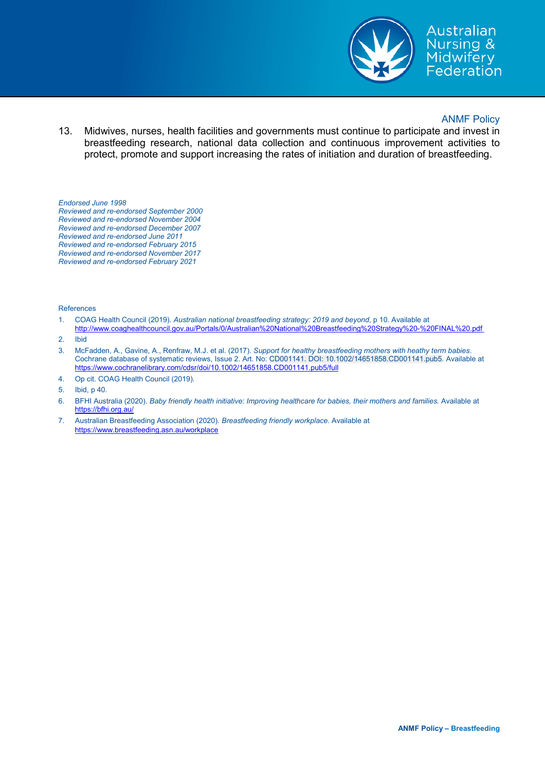13. Midwives, nurses, health facilities and governments must continue to participate and invest in breastfeeding research, national data collection and continuous improvement activities to protect, promote and support increasing the rates of initiation and duration of breastfeeding.

*Endorsed June 1998*
*Reviewed and re-endorsed September 2000*
*Reviewed and re-endorsed November 2004*
*Reviewed and re-endorsed December 2007*
*Reviewed and re-endorsed June 2011*
*Reviewed and re-endorsed February 2015*
*Reviewed and re-endorsed November 2017*
*Reviewed and re-endorsed February 2021*

References

1. COAG Health Council (2019). *Australian national breastfeeding strategy: 2019 and beyond*, p 10. Available at http://www.coaghealthcouncil.gov.au/Portals/0/Australian%20National%20Breastfeeding%20Strategy%20-%20FINAL%20.pdf
2. Ibid
3. McFadden, A., Gavine, A., Renfraw, M.J. et al. (2017). *Support for healthy breastfeeding mothers with heathy term babies*. Cochrane database of systematic reviews, Issue 2. Art. No: CD001141. DOI: 10.1002/14651858.CD001141.pub5. Available at https://www.cochranelibrary.com/cdsr/doi/10.1002/14651858.CD001141.pub5/full
4. Op cit. COAG Health Council (2019).
5. Ibid, p 40.
6. BFHI Australia (2020). *Baby friendly health initiative: Improving healthcare for babies, their mothers and families.* Available at https://bfhi.org.au/
7. Australian Breastfeeding Association (2020). *Breastfeeding friendly workplace*. Available at https://www.breastfeeding.asn.au/workplace